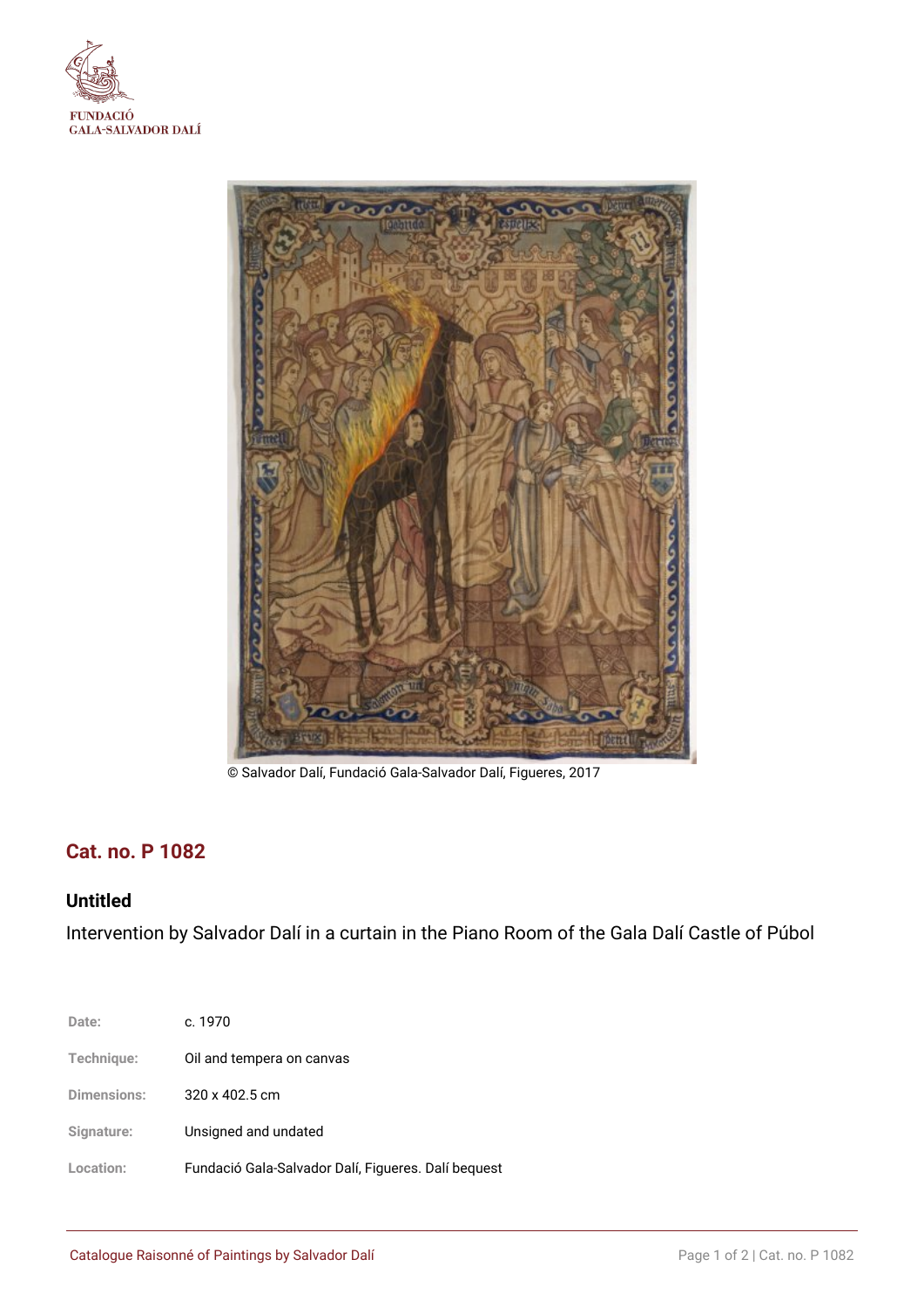FUNDACIÓ
GALA-SALVADOR DALÍ

© Salvador Dalí, Fundació Gala-Salvador Dalí, Figueres, 2017

## Cat. no. P 1082

### Untitled

Intervention by Salvador Dalí in a curtain in the Piano Room of the Gala Dalí Castle of Púbol

| | |
|---|---|
| Date: | c. 1970 |
| Technique: | Oil and tempera on canvas |
| Dimensions: | 320 x 402.5 cm |
| Signature: | Unsigned and undated |
| Location: | Fundació Gala-Salvador Dalí, Figueres. Dalí bequest |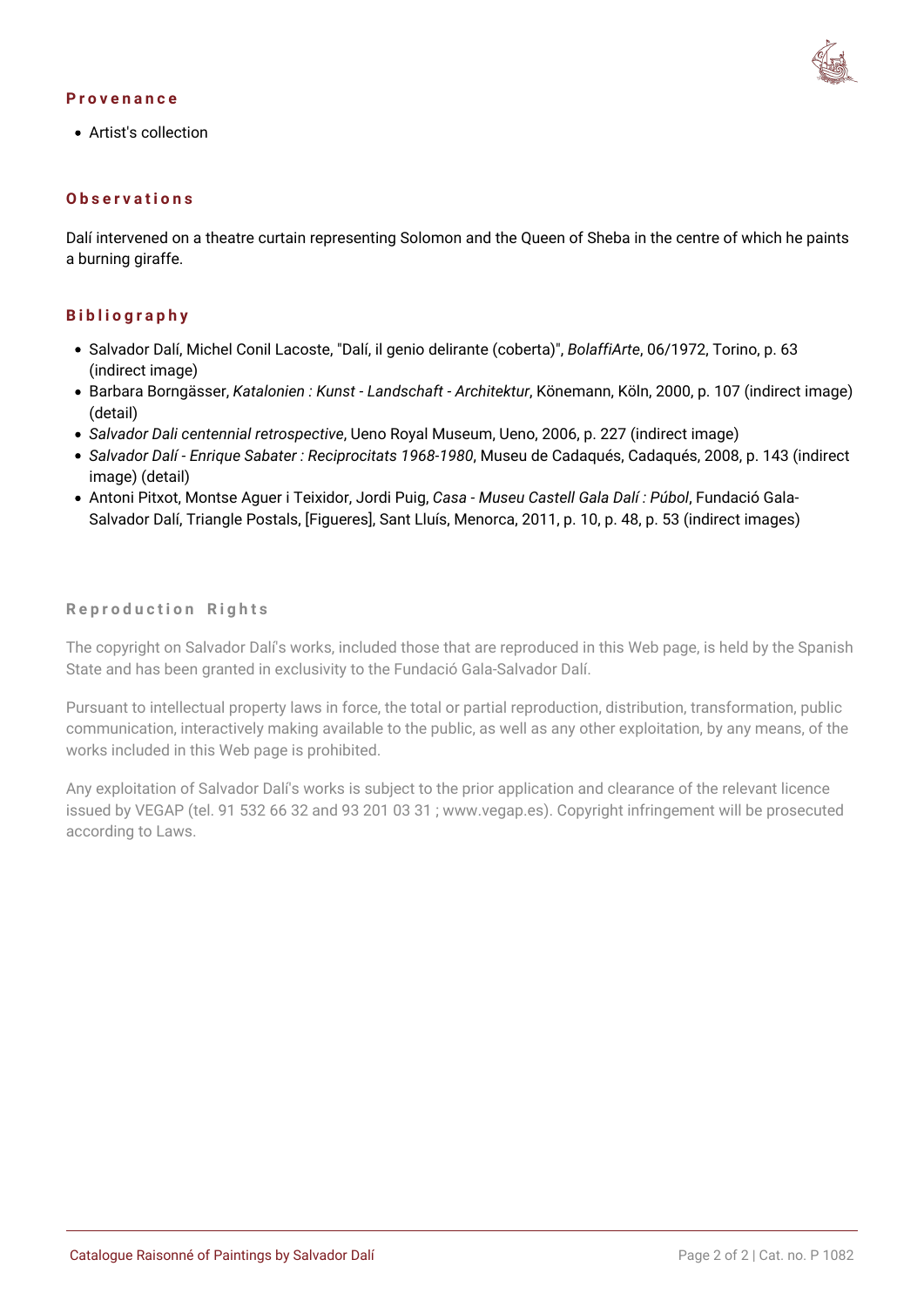## Provenance

- Artist's collection

## Observations

Dalí intervened on a theatre curtain representing Solomon and the Queen of Sheba in the centre of which he paints a burning giraffe.

## Bibliography

- Salvador Dalí, Michel Conil Lacoste, "Dalí, il genio delirante (coberta)", *BolaffiArte*, 06/1972, Torino, p. 63 (indirect image)
- Barbara Borngässer, *Katalonien : Kunst - Landschaft - Architektur*, Könemann, Köln, 2000, p. 107 (indirect image) (detail)
- *Salvador Dali centennial retrospective*, Ueno Royal Museum, Ueno, 2006, p. 227 (indirect image)
- *Salvador Dalí - Enrique Sabater : Reciprocitats 1968-1980*, Museu de Cadaqués, Cadaqués, 2008, p. 143 (indirect image) (detail)
- Antoni Pitxot, Montse Aguer i Teixidor, Jordi Puig, *Casa - Museu Castell Gala Dalí : Púbol*, Fundació Gala-Salvador Dalí, Triangle Postals, [Figueres], Sant Lluís, Menorca, 2011, p. 10, p. 48, p. 53 (indirect images)

## Reproduction Rights

The copyright on Salvador Dalí's works, included those that are reproduced in this Web page, is held by the Spanish State and has been granted in exclusivity to the Fundació Gala-Salvador Dalí.

Pursuant to intellectual property laws in force, the total or partial reproduction, distribution, transformation, public communication, interactively making available to the public, as well as any other exploitation, by any means, of the works included in this Web page is prohibited.

Any exploitation of Salvador Dalí's works is subject to the prior application and clearance of the relevant licence issued by VEGAP (tel. 91 532 66 32 and 93 201 03 31 ; www.vegap.es). Copyright infringement will be prosecuted according to Laws.